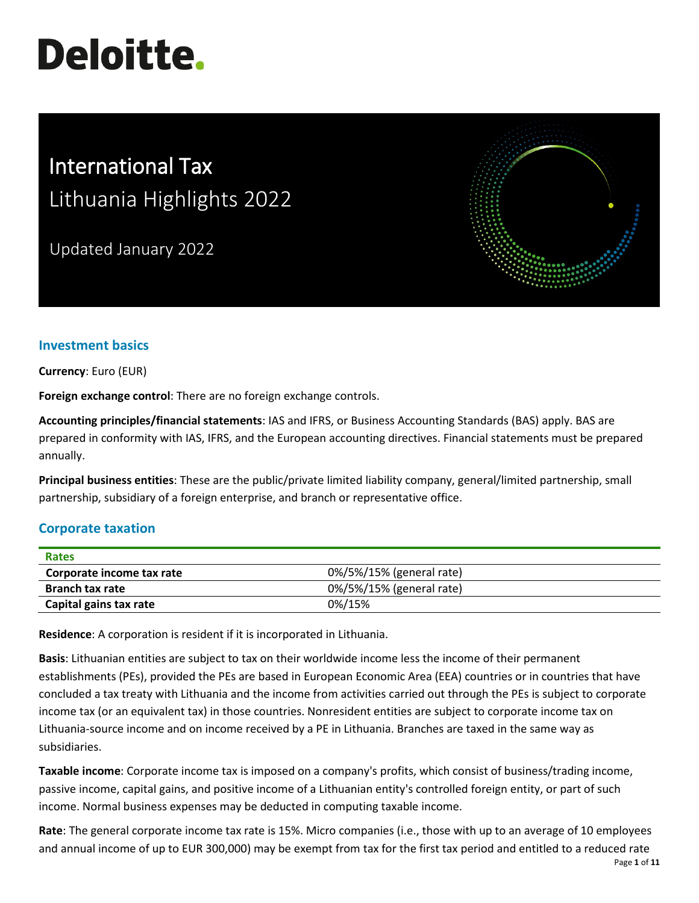# Deloitte.

# International Tax

## Lithuania Highlights 2022

Updated January 2022

## Investment basics

**Currency**: Euro (EUR)

**Foreign exchange control**: There are no foreign exchange controls.

**Accounting principles/financial statements**: IAS and IFRS, or Business Accounting Standards (BAS) apply. BAS are prepared in conformity with IAS, IFRS, and the European accounting directives. Financial statements must be prepared annually.

**Principal business entities**: These are the public/private limited liability company, general/limited partnership, small partnership, subsidiary of a foreign enterprise, and branch or representative office.

## Corporate taxation

| Rates | |
|---|---|
| **Corporate income tax rate** | 0%/5%/15% (general rate) |
| **Branch tax rate** | 0%/5%/15% (general rate) |
| **Capital gains tax rate** | 0%/15% |

**Residence**: A corporation is resident if it is incorporated in Lithuania.

**Basis**: Lithuanian entities are subject to tax on their worldwide income less the income of their permanent establishments (PEs), provided the PEs are based in European Economic Area (EEA) countries or in countries that have concluded a tax treaty with Lithuania and the income from activities carried out through the PEs is subject to corporate income tax (or an equivalent tax) in those countries. Nonresident entities are subject to corporate income tax on Lithuania-source income and on income received by a PE in Lithuania. Branches are taxed in the same way as subsidiaries.

**Taxable income**: Corporate income tax is imposed on a company's profits, which consist of business/trading income, passive income, capital gains, and positive income of a Lithuanian entity's controlled foreign entity, or part of such income. Normal business expenses may be deducted in computing taxable income.

**Rate**: The general corporate income tax rate is 15%. Micro companies (i.e., those with up to an average of 10 employees and annual income of up to EUR 300,000) may be exempt from tax for the first tax period and entitled to a reduced rate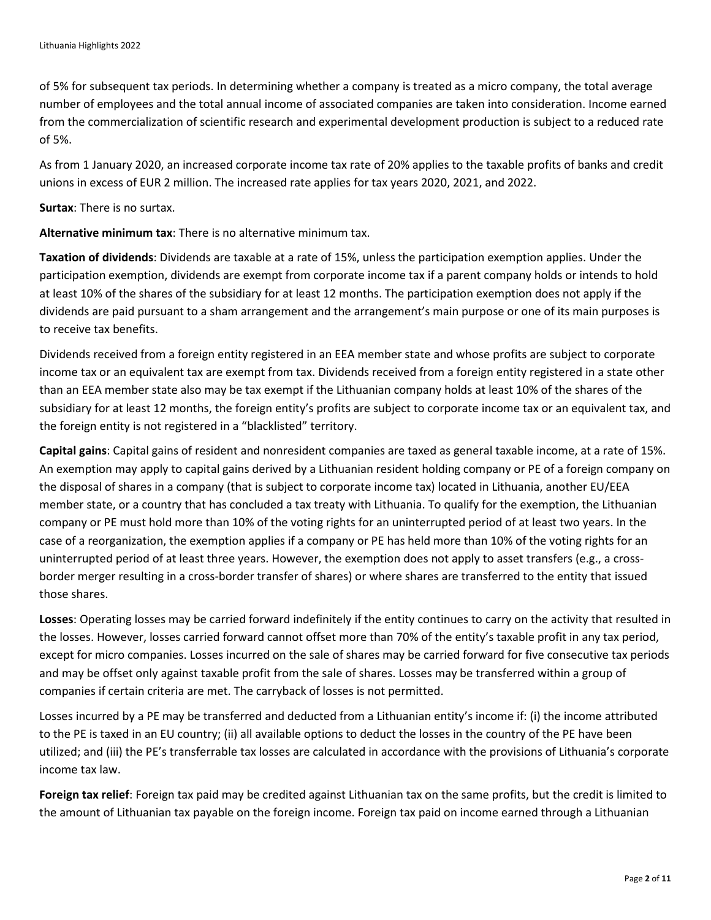of 5% for subsequent tax periods. In determining whether a company is treated as a micro company, the total average number of employees and the total annual income of associated companies are taken into consideration. Income earned from the commercialization of scientific research and experimental development production is subject to a reduced rate of 5%.

As from 1 January 2020, an increased corporate income tax rate of 20% applies to the taxable profits of banks and credit unions in excess of EUR 2 million. The increased rate applies for tax years 2020, 2021, and 2022.

**Surtax**: There is no surtax.

**Alternative minimum tax**: There is no alternative minimum tax.

**Taxation of dividends**: Dividends are taxable at a rate of 15%, unless the participation exemption applies. Under the participation exemption, dividends are exempt from corporate income tax if a parent company holds or intends to hold at least 10% of the shares of the subsidiary for at least 12 months. The participation exemption does not apply if the dividends are paid pursuant to a sham arrangement and the arrangement's main purpose or one of its main purposes is to receive tax benefits.

Dividends received from a foreign entity registered in an EEA member state and whose profits are subject to corporate income tax or an equivalent tax are exempt from tax. Dividends received from a foreign entity registered in a state other than an EEA member state also may be tax exempt if the Lithuanian company holds at least 10% of the shares of the subsidiary for at least 12 months, the foreign entity's profits are subject to corporate income tax or an equivalent tax, and the foreign entity is not registered in a "blacklisted" territory.

**Capital gains**: Capital gains of resident and nonresident companies are taxed as general taxable income, at a rate of 15%. An exemption may apply to capital gains derived by a Lithuanian resident holding company or PE of a foreign company on the disposal of shares in a company (that is subject to corporate income tax) located in Lithuania, another EU/EEA member state, or a country that has concluded a tax treaty with Lithuania. To qualify for the exemption, the Lithuanian company or PE must hold more than 10% of the voting rights for an uninterrupted period of at least two years. In the case of a reorganization, the exemption applies if a company or PE has held more than 10% of the voting rights for an uninterrupted period of at least three years. However, the exemption does not apply to asset transfers (e.g., a cross-border merger resulting in a cross-border transfer of shares) or where shares are transferred to the entity that issued those shares.

**Losses**: Operating losses may be carried forward indefinitely if the entity continues to carry on the activity that resulted in the losses. However, losses carried forward cannot offset more than 70% of the entity's taxable profit in any tax period, except for micro companies. Losses incurred on the sale of shares may be carried forward for five consecutive tax periods and may be offset only against taxable profit from the sale of shares. Losses may be transferred within a group of companies if certain criteria are met. The carryback of losses is not permitted.

Losses incurred by a PE may be transferred and deducted from a Lithuanian entity's income if: (i) the income attributed to the PE is taxed in an EU country; (ii) all available options to deduct the losses in the country of the PE have been utilized; and (iii) the PE's transferrable tax losses are calculated in accordance with the provisions of Lithuania's corporate income tax law.

**Foreign tax relief**: Foreign tax paid may be credited against Lithuanian tax on the same profits, but the credit is limited to the amount of Lithuanian tax payable on the foreign income. Foreign tax paid on income earned through a Lithuanian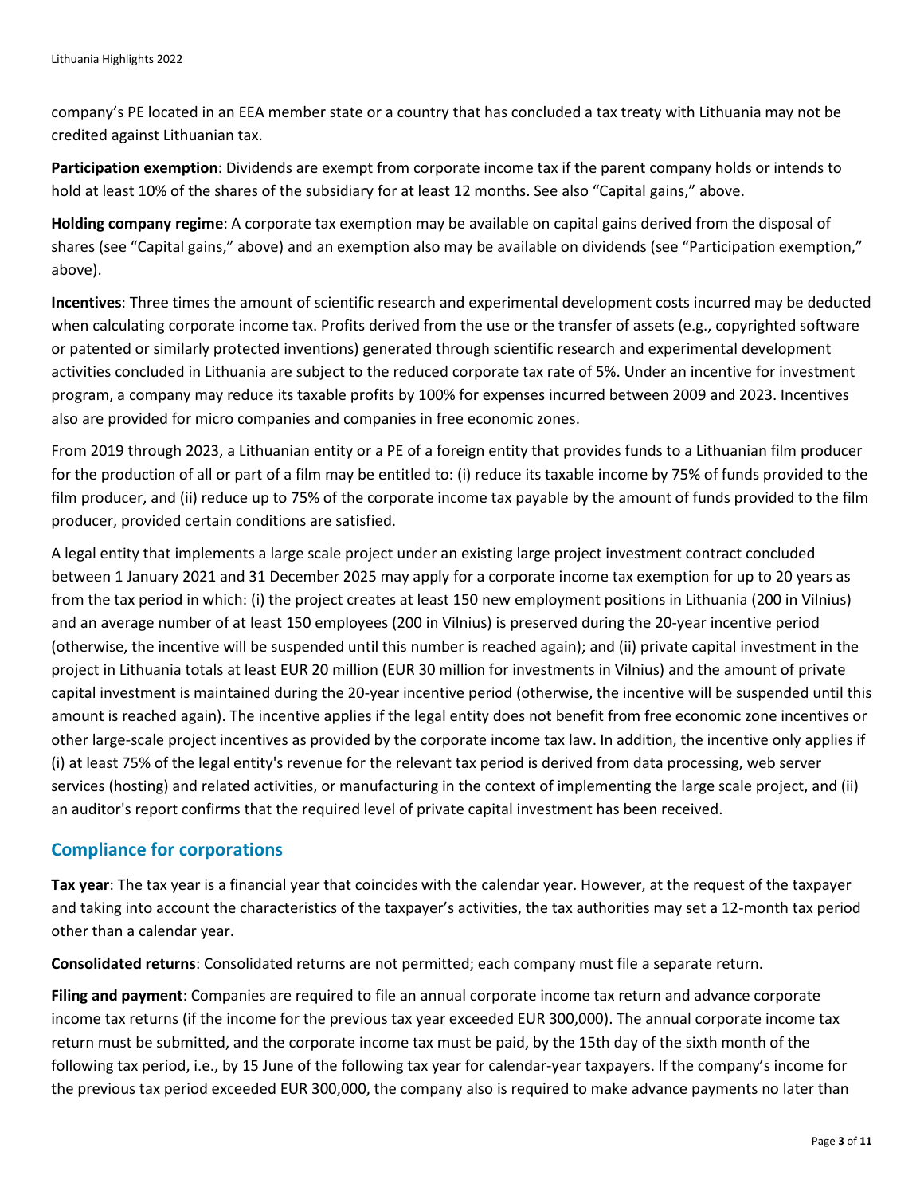company's PE located in an EEA member state or a country that has concluded a tax treaty with Lithuania may not be credited against Lithuanian tax.

**Participation exemption**: Dividends are exempt from corporate income tax if the parent company holds or intends to hold at least 10% of the shares of the subsidiary for at least 12 months. See also "Capital gains," above.

**Holding company regime**: A corporate tax exemption may be available on capital gains derived from the disposal of shares (see "Capital gains," above) and an exemption also may be available on dividends (see "Participation exemption," above).

**Incentives**: Three times the amount of scientific research and experimental development costs incurred may be deducted when calculating corporate income tax. Profits derived from the use or the transfer of assets (e.g., copyrighted software or patented or similarly protected inventions) generated through scientific research and experimental development activities concluded in Lithuania are subject to the reduced corporate tax rate of 5%. Under an incentive for investment program, a company may reduce its taxable profits by 100% for expenses incurred between 2009 and 2023. Incentives also are provided for micro companies and companies in free economic zones.

From 2019 through 2023, a Lithuanian entity or a PE of a foreign entity that provides funds to a Lithuanian film producer for the production of all or part of a film may be entitled to: (i) reduce its taxable income by 75% of funds provided to the film producer, and (ii) reduce up to 75% of the corporate income tax payable by the amount of funds provided to the film producer, provided certain conditions are satisfied.

A legal entity that implements a large scale project under an existing large project investment contract concluded between 1 January 2021 and 31 December 2025 may apply for a corporate income tax exemption for up to 20 years as from the tax period in which: (i) the project creates at least 150 new employment positions in Lithuania (200 in Vilnius) and an average number of at least 150 employees (200 in Vilnius) is preserved during the 20-year incentive period (otherwise, the incentive will be suspended until this number is reached again); and (ii) private capital investment in the project in Lithuania totals at least EUR 20 million (EUR 30 million for investments in Vilnius) and the amount of private capital investment is maintained during the 20-year incentive period (otherwise, the incentive will be suspended until this amount is reached again). The incentive applies if the legal entity does not benefit from free economic zone incentives or other large-scale project incentives as provided by the corporate income tax law. In addition, the incentive only applies if (i) at least 75% of the legal entity's revenue for the relevant tax period is derived from data processing, web server services (hosting) and related activities, or manufacturing in the context of implementing the large scale project, and (ii) an auditor's report confirms that the required level of private capital investment has been received.

## Compliance for corporations

**Tax year**: The tax year is a financial year that coincides with the calendar year. However, at the request of the taxpayer and taking into account the characteristics of the taxpayer's activities, the tax authorities may set a 12-month tax period other than a calendar year.

**Consolidated returns**: Consolidated returns are not permitted; each company must file a separate return.

**Filing and payment**: Companies are required to file an annual corporate income tax return and advance corporate income tax returns (if the income for the previous tax year exceeded EUR 300,000). The annual corporate income tax return must be submitted, and the corporate income tax must be paid, by the 15th day of the sixth month of the following tax period, i.e., by 15 June of the following tax year for calendar-year taxpayers. If the company's income for the previous tax period exceeded EUR 300,000, the company also is required to make advance payments no later than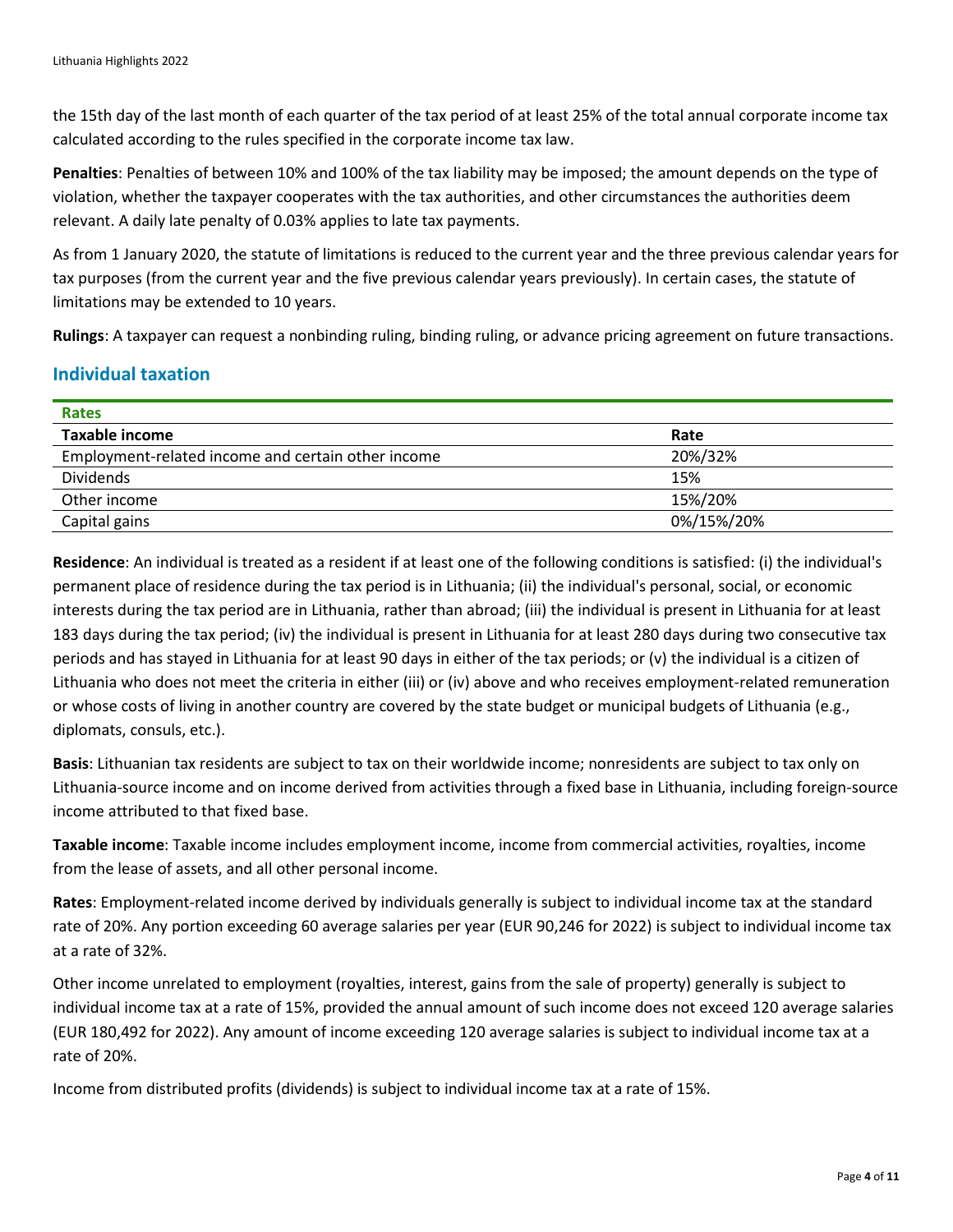the 15th day of the last month of each quarter of the tax period of at least 25% of the total annual corporate income tax calculated according to the rules specified in the corporate income tax law.

**Penalties**: Penalties of between 10% and 100% of the tax liability may be imposed; the amount depends on the type of violation, whether the taxpayer cooperates with the tax authorities, and other circumstances the authorities deem relevant. A daily late penalty of 0.03% applies to late tax payments.

As from 1 January 2020, the statute of limitations is reduced to the current year and the three previous calendar years for tax purposes (from the current year and the five previous calendar years previously). In certain cases, the statute of limitations may be extended to 10 years.

**Rulings**: A taxpayer can request a nonbinding ruling, binding ruling, or advance pricing agreement on future transactions.

## Individual taxation

**Rates**

| Taxable income | Rate |
|---|---|
| Employment-related income and certain other income | 20%/32% |
| Dividends | 15% |
| Other income | 15%/20% |
| Capital gains | 0%/15%/20% |

**Residence**: An individual is treated as a resident if at least one of the following conditions is satisfied: (i) the individual's permanent place of residence during the tax period is in Lithuania; (ii) the individual's personal, social, or economic interests during the tax period are in Lithuania, rather than abroad; (iii) the individual is present in Lithuania for at least 183 days during the tax period; (iv) the individual is present in Lithuania for at least 280 days during two consecutive tax periods and has stayed in Lithuania for at least 90 days in either of the tax periods; or (v) the individual is a citizen of Lithuania who does not meet the criteria in either (iii) or (iv) above and who receives employment-related remuneration or whose costs of living in another country are covered by the state budget or municipal budgets of Lithuania (e.g., diplomats, consuls, etc.).

**Basis**: Lithuanian tax residents are subject to tax on their worldwide income; nonresidents are subject to tax only on Lithuania-source income and on income derived from activities through a fixed base in Lithuania, including foreign-source income attributed to that fixed base.

**Taxable income**: Taxable income includes employment income, income from commercial activities, royalties, income from the lease of assets, and all other personal income.

**Rates**: Employment-related income derived by individuals generally is subject to individual income tax at the standard rate of 20%. Any portion exceeding 60 average salaries per year (EUR 90,246 for 2022) is subject to individual income tax at a rate of 32%.

Other income unrelated to employment (royalties, interest, gains from the sale of property) generally is subject to individual income tax at a rate of 15%, provided the annual amount of such income does not exceed 120 average salaries (EUR 180,492 for 2022). Any amount of income exceeding 120 average salaries is subject to individual income tax at a rate of 20%.

Income from distributed profits (dividends) is subject to individual income tax at a rate of 15%.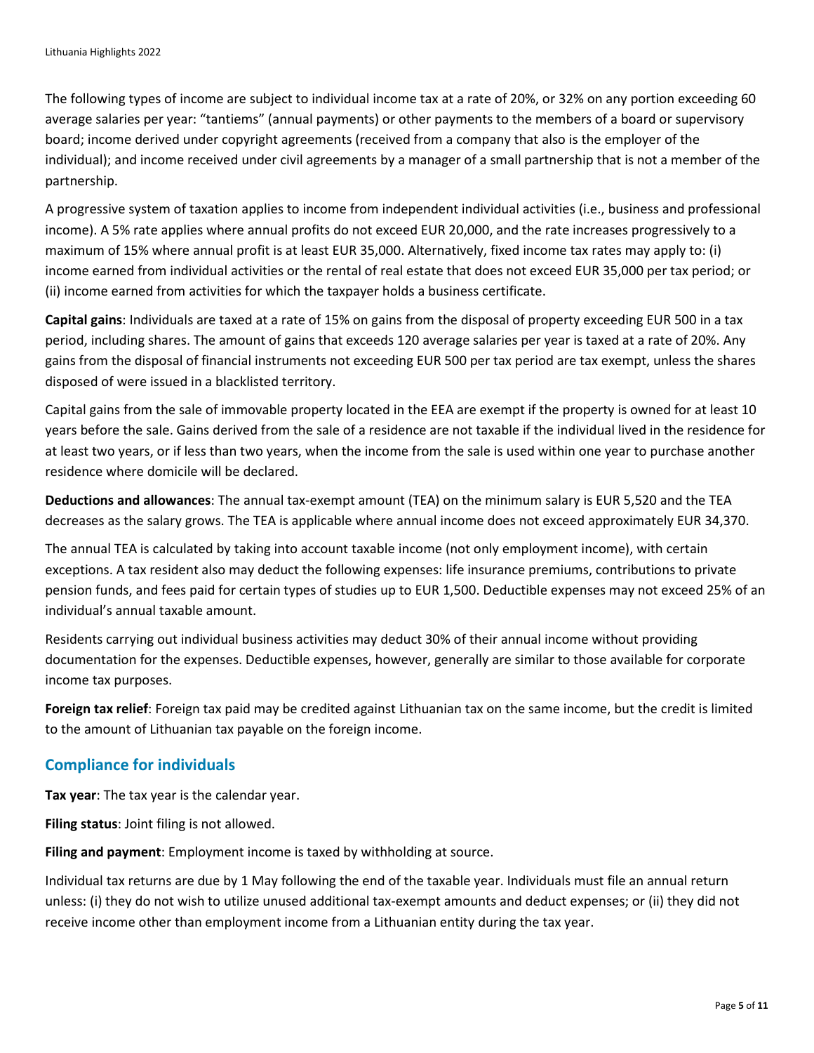The following types of income are subject to individual income tax at a rate of 20%, or 32% on any portion exceeding 60 average salaries per year: "tantiems" (annual payments) or other payments to the members of a board or supervisory board; income derived under copyright agreements (received from a company that also is the employer of the individual); and income received under civil agreements by a manager of a small partnership that is not a member of the partnership.

A progressive system of taxation applies to income from independent individual activities (i.e., business and professional income). A 5% rate applies where annual profits do not exceed EUR 20,000, and the rate increases progressively to a maximum of 15% where annual profit is at least EUR 35,000. Alternatively, fixed income tax rates may apply to: (i) income earned from individual activities or the rental of real estate that does not exceed EUR 35,000 per tax period; or (ii) income earned from activities for which the taxpayer holds a business certificate.

**Capital gains**: Individuals are taxed at a rate of 15% on gains from the disposal of property exceeding EUR 500 in a tax period, including shares. The amount of gains that exceeds 120 average salaries per year is taxed at a rate of 20%. Any gains from the disposal of financial instruments not exceeding EUR 500 per tax period are tax exempt, unless the shares disposed of were issued in a blacklisted territory.

Capital gains from the sale of immovable property located in the EEA are exempt if the property is owned for at least 10 years before the sale. Gains derived from the sale of a residence are not taxable if the individual lived in the residence for at least two years, or if less than two years, when the income from the sale is used within one year to purchase another residence where domicile will be declared.

**Deductions and allowances**: The annual tax-exempt amount (TEA) on the minimum salary is EUR 5,520 and the TEA decreases as the salary grows. The TEA is applicable where annual income does not exceed approximately EUR 34,370.

The annual TEA is calculated by taking into account taxable income (not only employment income), with certain exceptions. A tax resident also may deduct the following expenses: life insurance premiums, contributions to private pension funds, and fees paid for certain types of studies up to EUR 1,500. Deductible expenses may not exceed 25% of an individual's annual taxable amount.

Residents carrying out individual business activities may deduct 30% of their annual income without providing documentation for the expenses. Deductible expenses, however, generally are similar to those available for corporate income tax purposes.

**Foreign tax relief**: Foreign tax paid may be credited against Lithuanian tax on the same income, but the credit is limited to the amount of Lithuanian tax payable on the foreign income.

## Compliance for individuals

**Tax year**: The tax year is the calendar year.

**Filing status**: Joint filing is not allowed.

**Filing and payment**: Employment income is taxed by withholding at source.

Individual tax returns are due by 1 May following the end of the taxable year. Individuals must file an annual return unless: (i) they do not wish to utilize unused additional tax-exempt amounts and deduct expenses; or (ii) they did not receive income other than employment income from a Lithuanian entity during the tax year.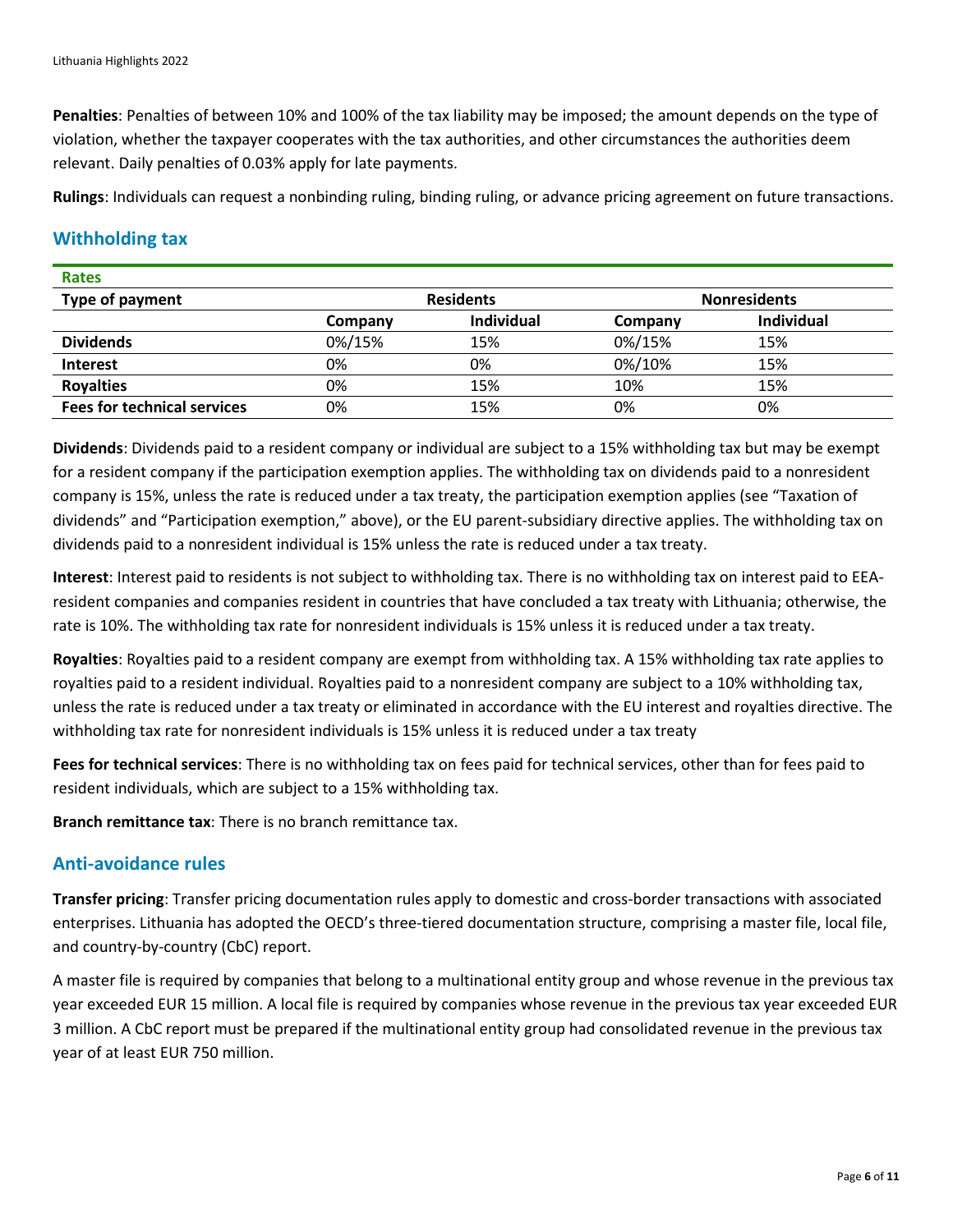**Penalties**: Penalties of between 10% and 100% of the tax liability may be imposed; the amount depends on the type of violation, whether the taxpayer cooperates with the tax authorities, and other circumstances the authorities deem relevant. Daily penalties of 0.03% apply for late payments.

**Rulings**: Individuals can request a nonbinding ruling, binding ruling, or advance pricing agreement on future transactions.

## Withholding tax

| Rates | | | | |
|---|---|---|---|---|
| **Type of payment** | **Residents** | | **Nonresidents** | |
| | **Company** | **Individual** | **Company** | **Individual** |
| **Dividends** | 0%/15% | 15% | 0%/15% | 15% |
| **Interest** | 0% | 0% | 0%/10% | 15% |
| **Royalties** | 0% | 15% | 10% | 15% |
| **Fees for technical services** | 0% | 15% | 0% | 0% |

**Dividends**: Dividends paid to a resident company or individual are subject to a 15% withholding tax but may be exempt for a resident company if the participation exemption applies. The withholding tax on dividends paid to a nonresident company is 15%, unless the rate is reduced under a tax treaty, the participation exemption applies (see "Taxation of dividends" and "Participation exemption," above), or the EU parent-subsidiary directive applies. The withholding tax on dividends paid to a nonresident individual is 15% unless the rate is reduced under a tax treaty.

**Interest**: Interest paid to residents is not subject to withholding tax. There is no withholding tax on interest paid to EEA-resident companies and companies resident in countries that have concluded a tax treaty with Lithuania; otherwise, the rate is 10%. The withholding tax rate for nonresident individuals is 15% unless it is reduced under a tax treaty.

**Royalties**: Royalties paid to a resident company are exempt from withholding tax. A 15% withholding tax rate applies to royalties paid to a resident individual. Royalties paid to a nonresident company are subject to a 10% withholding tax, unless the rate is reduced under a tax treaty or eliminated in accordance with the EU interest and royalties directive. The withholding tax rate for nonresident individuals is 15% unless it is reduced under a tax treaty

**Fees for technical services**: There is no withholding tax on fees paid for technical services, other than for fees paid to resident individuals, which are subject to a 15% withholding tax.

**Branch remittance tax**: There is no branch remittance tax.

## Anti-avoidance rules

**Transfer pricing**: Transfer pricing documentation rules apply to domestic and cross-border transactions with associated enterprises. Lithuania has adopted the OECD's three-tiered documentation structure, comprising a master file, local file, and country-by-country (CbC) report.

A master file is required by companies that belong to a multinational entity group and whose revenue in the previous tax year exceeded EUR 15 million. A local file is required by companies whose revenue in the previous tax year exceeded EUR 3 million. A CbC report must be prepared if the multinational entity group had consolidated revenue in the previous tax year of at least EUR 750 million.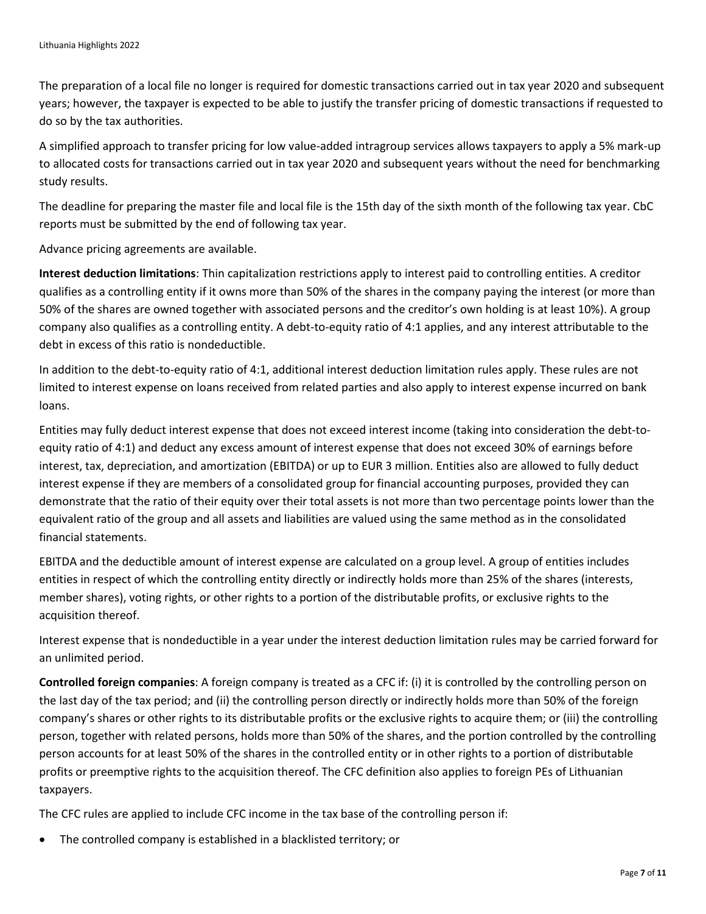The preparation of a local file no longer is required for domestic transactions carried out in tax year 2020 and subsequent years; however, the taxpayer is expected to be able to justify the transfer pricing of domestic transactions if requested to do so by the tax authorities.

A simplified approach to transfer pricing for low value-added intragroup services allows taxpayers to apply a 5% mark-up to allocated costs for transactions carried out in tax year 2020 and subsequent years without the need for benchmarking study results.

The deadline for preparing the master file and local file is the 15th day of the sixth month of the following tax year. CbC reports must be submitted by the end of following tax year.

Advance pricing agreements are available.

**Interest deduction limitations**: Thin capitalization restrictions apply to interest paid to controlling entities. A creditor qualifies as a controlling entity if it owns more than 50% of the shares in the company paying the interest (or more than 50% of the shares are owned together with associated persons and the creditor's own holding is at least 10%). A group company also qualifies as a controlling entity. A debt-to-equity ratio of 4:1 applies, and any interest attributable to the debt in excess of this ratio is nondeductible.

In addition to the debt-to-equity ratio of 4:1, additional interest deduction limitation rules apply. These rules are not limited to interest expense on loans received from related parties and also apply to interest expense incurred on bank loans.

Entities may fully deduct interest expense that does not exceed interest income (taking into consideration the debt-to-equity ratio of 4:1) and deduct any excess amount of interest expense that does not exceed 30% of earnings before interest, tax, depreciation, and amortization (EBITDA) or up to EUR 3 million. Entities also are allowed to fully deduct interest expense if they are members of a consolidated group for financial accounting purposes, provided they can demonstrate that the ratio of their equity over their total assets is not more than two percentage points lower than the equivalent ratio of the group and all assets and liabilities are valued using the same method as in the consolidated financial statements.

EBITDA and the deductible amount of interest expense are calculated on a group level. A group of entities includes entities in respect of which the controlling entity directly or indirectly holds more than 25% of the shares (interests, member shares), voting rights, or other rights to a portion of the distributable profits, or exclusive rights to the acquisition thereof.

Interest expense that is nondeductible in a year under the interest deduction limitation rules may be carried forward for an unlimited period.

**Controlled foreign companies**: A foreign company is treated as a CFC if: (i) it is controlled by the controlling person on the last day of the tax period; and (ii) the controlling person directly or indirectly holds more than 50% of the foreign company's shares or other rights to its distributable profits or the exclusive rights to acquire them; or (iii) the controlling person, together with related persons, holds more than 50% of the shares, and the portion controlled by the controlling person accounts for at least 50% of the shares in the controlled entity or in other rights to a portion of distributable profits or preemptive rights to the acquisition thereof. The CFC definition also applies to foreign PEs of Lithuanian taxpayers.

The CFC rules are applied to include CFC income in the tax base of the controlling person if:

- The controlled company is established in a blacklisted territory; or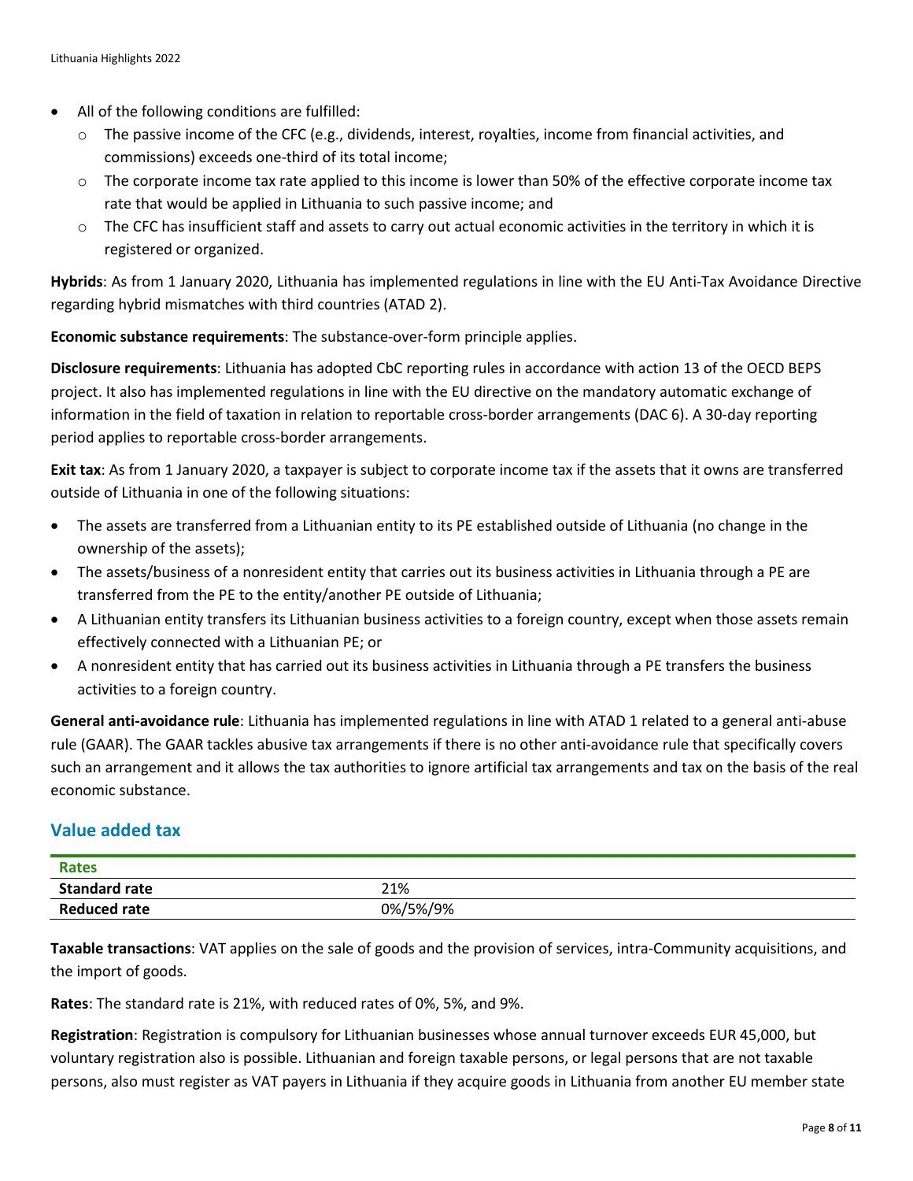- All of the following conditions are fulfilled:
  - The passive income of the CFC (e.g., dividends, interest, royalties, income from financial activities, and commissions) exceeds one-third of its total income;
  - The corporate income tax rate applied to this income is lower than 50% of the effective corporate income tax rate that would be applied in Lithuania to such passive income; and
  - The CFC has insufficient staff and assets to carry out actual economic activities in the territory in which it is registered or organized.

**Hybrids**: As from 1 January 2020, Lithuania has implemented regulations in line with the EU Anti-Tax Avoidance Directive regarding hybrid mismatches with third countries (ATAD 2).

**Economic substance requirements**: The substance-over-form principle applies.

**Disclosure requirements**: Lithuania has adopted CbC reporting rules in accordance with action 13 of the OECD BEPS project. It also has implemented regulations in line with the EU directive on the mandatory automatic exchange of information in the field of taxation in relation to reportable cross-border arrangements (DAC 6). A 30-day reporting period applies to reportable cross-border arrangements.

**Exit tax**: As from 1 January 2020, a taxpayer is subject to corporate income tax if the assets that it owns are transferred outside of Lithuania in one of the following situations:

- The assets are transferred from a Lithuanian entity to its PE established outside of Lithuania (no change in the ownership of the assets);
- The assets/business of a nonresident entity that carries out its business activities in Lithuania through a PE are transferred from the PE to the entity/another PE outside of Lithuania;
- A Lithuanian entity transfers its Lithuanian business activities to a foreign country, except when those assets remain effectively connected with a Lithuanian PE; or
- A nonresident entity that has carried out its business activities in Lithuania through a PE transfers the business activities to a foreign country.

**General anti-avoidance rule**: Lithuania has implemented regulations in line with ATAD 1 related to a general anti-abuse rule (GAAR). The GAAR tackles abusive tax arrangements if there is no other anti-avoidance rule that specifically covers such an arrangement and it allows the tax authorities to ignore artificial tax arrangements and tax on the basis of the real economic substance.

## Value added tax

| Rates | |
|---|---|
| **Standard rate** | 21% |
| **Reduced rate** | 0%/5%/9% |

**Taxable transactions**: VAT applies on the sale of goods and the provision of services, intra-Community acquisitions, and the import of goods.

**Rates**: The standard rate is 21%, with reduced rates of 0%, 5%, and 9%.

**Registration**: Registration is compulsory for Lithuanian businesses whose annual turnover exceeds EUR 45,000, but voluntary registration also is possible. Lithuanian and foreign taxable persons, or legal persons that are not taxable persons, also must register as VAT payers in Lithuania if they acquire goods in Lithuania from another EU member state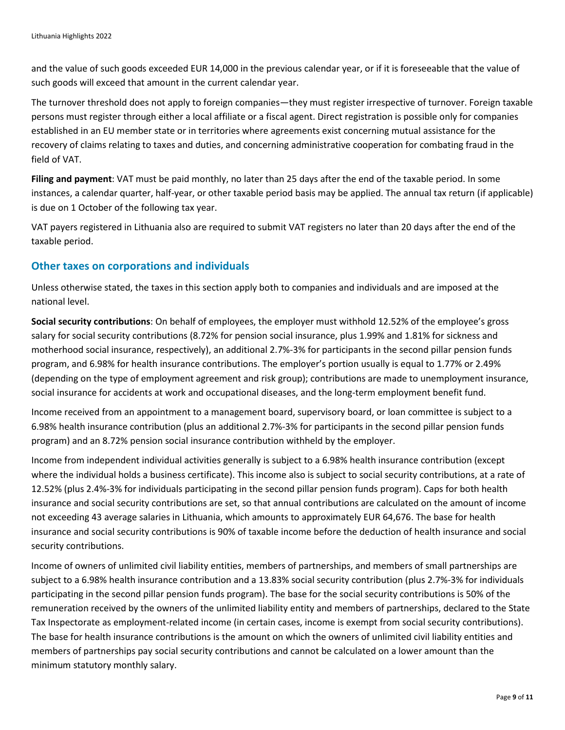and the value of such goods exceeded EUR 14,000 in the previous calendar year, or if it is foreseeable that the value of such goods will exceed that amount in the current calendar year.

The turnover threshold does not apply to foreign companies—they must register irrespective of turnover. Foreign taxable persons must register through either a local affiliate or a fiscal agent. Direct registration is possible only for companies established in an EU member state or in territories where agreements exist concerning mutual assistance for the recovery of claims relating to taxes and duties, and concerning administrative cooperation for combating fraud in the field of VAT.

**Filing and payment**: VAT must be paid monthly, no later than 25 days after the end of the taxable period. In some instances, a calendar quarter, half-year, or other taxable period basis may be applied. The annual tax return (if applicable) is due on 1 October of the following tax year.

VAT payers registered in Lithuania also are required to submit VAT registers no later than 20 days after the end of the taxable period.

## Other taxes on corporations and individuals

Unless otherwise stated, the taxes in this section apply both to companies and individuals and are imposed at the national level.

**Social security contributions**: On behalf of employees, the employer must withhold 12.52% of the employee's gross salary for social security contributions (8.72% for pension social insurance, plus 1.99% and 1.81% for sickness and motherhood social insurance, respectively), an additional 2.7%-3% for participants in the second pillar pension funds program, and 6.98% for health insurance contributions. The employer's portion usually is equal to 1.77% or 2.49% (depending on the type of employment agreement and risk group); contributions are made to unemployment insurance, social insurance for accidents at work and occupational diseases, and the long-term employment benefit fund.

Income received from an appointment to a management board, supervisory board, or loan committee is subject to a 6.98% health insurance contribution (plus an additional 2.7%-3% for participants in the second pillar pension funds program) and an 8.72% pension social insurance contribution withheld by the employer.

Income from independent individual activities generally is subject to a 6.98% health insurance contribution (except where the individual holds a business certificate). This income also is subject to social security contributions, at a rate of 12.52% (plus 2.4%-3% for individuals participating in the second pillar pension funds program). Caps for both health insurance and social security contributions are set, so that annual contributions are calculated on the amount of income not exceeding 43 average salaries in Lithuania, which amounts to approximately EUR 64,676. The base for health insurance and social security contributions is 90% of taxable income before the deduction of health insurance and social security contributions.

Income of owners of unlimited civil liability entities, members of partnerships, and members of small partnerships are subject to a 6.98% health insurance contribution and a 13.83% social security contribution (plus 2.7%-3% for individuals participating in the second pillar pension funds program). The base for the social security contributions is 50% of the remuneration received by the owners of the unlimited liability entity and members of partnerships, declared to the State Tax Inspectorate as employment-related income (in certain cases, income is exempt from social security contributions). The base for health insurance contributions is the amount on which the owners of unlimited civil liability entities and members of partnerships pay social security contributions and cannot be calculated on a lower amount than the minimum statutory monthly salary.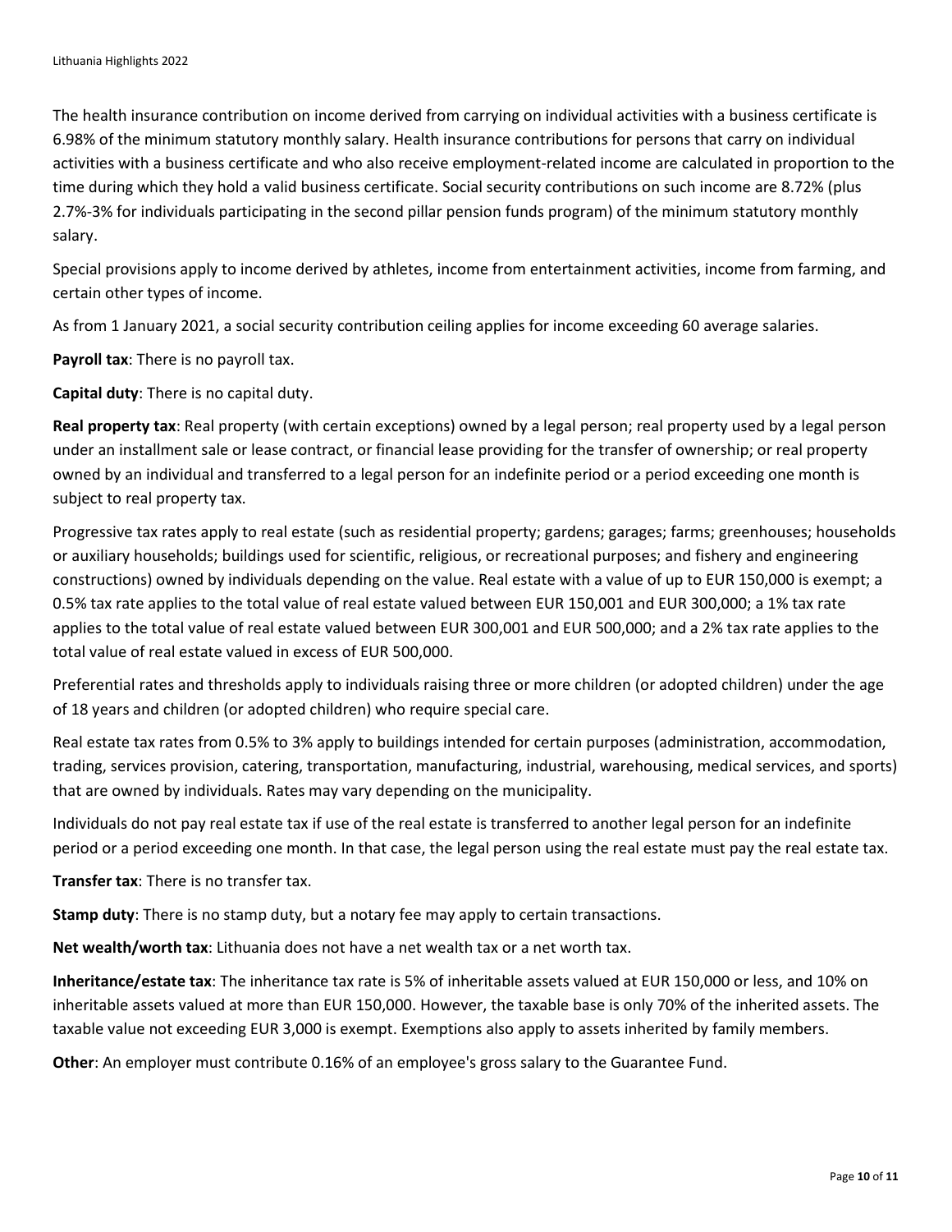The health insurance contribution on income derived from carrying on individual activities with a business certificate is 6.98% of the minimum statutory monthly salary. Health insurance contributions for persons that carry on individual activities with a business certificate and who also receive employment-related income are calculated in proportion to the time during which they hold a valid business certificate. Social security contributions on such income are 8.72% (plus 2.7%-3% for individuals participating in the second pillar pension funds program) of the minimum statutory monthly salary.

Special provisions apply to income derived by athletes, income from entertainment activities, income from farming, and certain other types of income.

As from 1 January 2021, a social security contribution ceiling applies for income exceeding 60 average salaries.

**Payroll tax**: There is no payroll tax.

**Capital duty**: There is no capital duty.

**Real property tax**: Real property (with certain exceptions) owned by a legal person; real property used by a legal person under an installment sale or lease contract, or financial lease providing for the transfer of ownership; or real property owned by an individual and transferred to a legal person for an indefinite period or a period exceeding one month is subject to real property tax.

Progressive tax rates apply to real estate (such as residential property; gardens; garages; farms; greenhouses; households or auxiliary households; buildings used for scientific, religious, or recreational purposes; and fishery and engineering constructions) owned by individuals depending on the value. Real estate with a value of up to EUR 150,000 is exempt; a 0.5% tax rate applies to the total value of real estate valued between EUR 150,001 and EUR 300,000; a 1% tax rate applies to the total value of real estate valued between EUR 300,001 and EUR 500,000; and a 2% tax rate applies to the total value of real estate valued in excess of EUR 500,000.

Preferential rates and thresholds apply to individuals raising three or more children (or adopted children) under the age of 18 years and children (or adopted children) who require special care.

Real estate tax rates from 0.5% to 3% apply to buildings intended for certain purposes (administration, accommodation, trading, services provision, catering, transportation, manufacturing, industrial, warehousing, medical services, and sports) that are owned by individuals. Rates may vary depending on the municipality.

Individuals do not pay real estate tax if use of the real estate is transferred to another legal person for an indefinite period or a period exceeding one month. In that case, the legal person using the real estate must pay the real estate tax.

**Transfer tax**: There is no transfer tax.

**Stamp duty**: There is no stamp duty, but a notary fee may apply to certain transactions.

**Net wealth/worth tax**: Lithuania does not have a net wealth tax or a net worth tax.

**Inheritance/estate tax**: The inheritance tax rate is 5% of inheritable assets valued at EUR 150,000 or less, and 10% on inheritable assets valued at more than EUR 150,000. However, the taxable base is only 70% of the inherited assets. The taxable value not exceeding EUR 3,000 is exempt. Exemptions also apply to assets inherited by family members.

**Other**: An employer must contribute 0.16% of an employee's gross salary to the Guarantee Fund.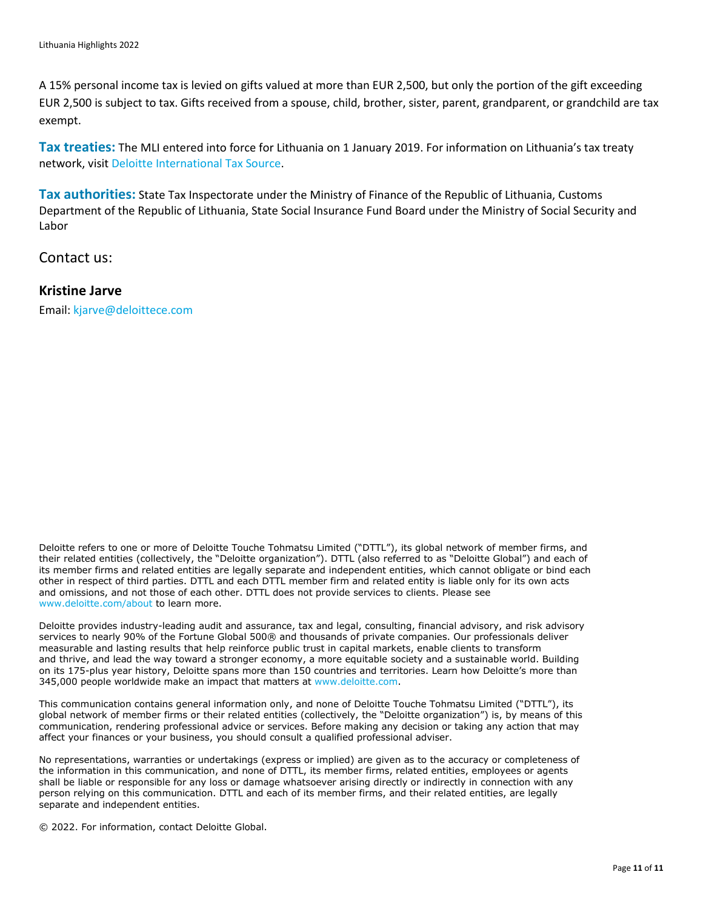A 15% personal income tax is levied on gifts valued at more than EUR 2,500, but only the portion of the gift exceeding EUR 2,500 is subject to tax. Gifts received from a spouse, child, brother, sister, parent, grandparent, or grandchild are tax exempt.

**Tax treaties:** The MLI entered into force for Lithuania on 1 January 2019. For information on Lithuania's tax treaty network, visit Deloitte International Tax Source.

**Tax authorities:** State Tax Inspectorate under the Ministry of Finance of the Republic of Lithuania, Customs Department of the Republic of Lithuania, State Social Insurance Fund Board under the Ministry of Social Security and Labor

## Contact us:

### Kristine Jarve

Email: kjarve@deloittece.com

Deloitte refers to one or more of Deloitte Touche Tohmatsu Limited ("DTTL"), its global network of member firms, and their related entities (collectively, the "Deloitte organization"). DTTL (also referred to as "Deloitte Global") and each of its member firms and related entities are legally separate and independent entities, which cannot obligate or bind each other in respect of third parties. DTTL and each DTTL member firm and related entity is liable only for its own acts and omissions, and not those of each other. DTTL does not provide services to clients. Please see www.deloitte.com/about to learn more.

Deloitte provides industry-leading audit and assurance, tax and legal, consulting, financial advisory, and risk advisory services to nearly 90% of the Fortune Global 500® and thousands of private companies. Our professionals deliver measurable and lasting results that help reinforce public trust in capital markets, enable clients to transform and thrive, and lead the way toward a stronger economy, a more equitable society and a sustainable world. Building on its 175-plus year history, Deloitte spans more than 150 countries and territories. Learn how Deloitte's more than 345,000 people worldwide make an impact that matters at www.deloitte.com.

This communication contains general information only, and none of Deloitte Touche Tohmatsu Limited ("DTTL"), its global network of member firms or their related entities (collectively, the "Deloitte organization") is, by means of this communication, rendering professional advice or services. Before making any decision or taking any action that may affect your finances or your business, you should consult a qualified professional adviser.

No representations, warranties or undertakings (express or implied) are given as to the accuracy or completeness of the information in this communication, and none of DTTL, its member firms, related entities, employees or agents shall be liable or responsible for any loss or damage whatsoever arising directly or indirectly in connection with any person relying on this communication. DTTL and each of its member firms, and their related entities, are legally separate and independent entities.

© 2022. For information, contact Deloitte Global.